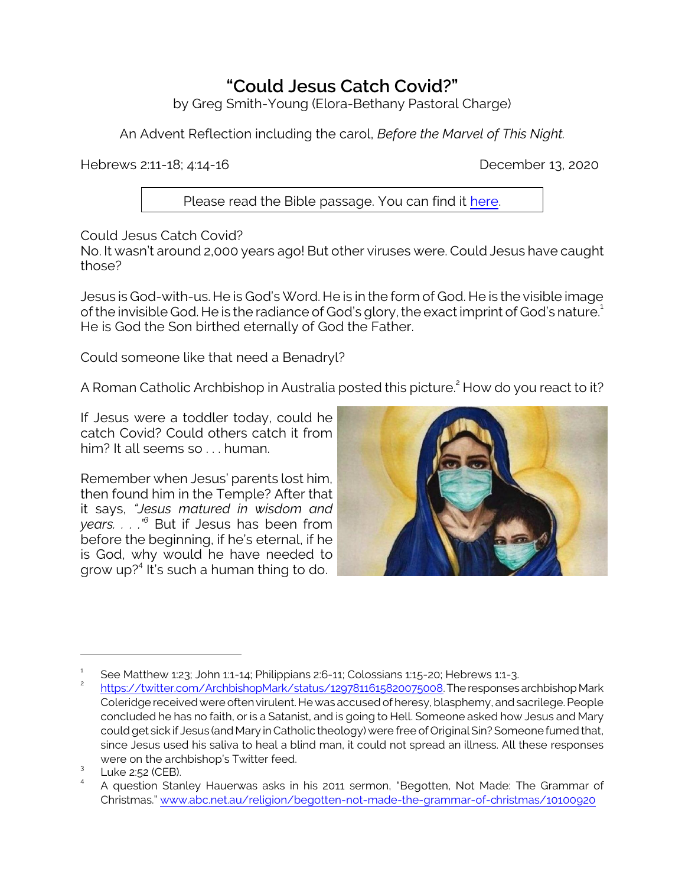# "Could Jesus Catch Covid?"

by Greg Smith-Young (Elora-Bethany Pastoral Charge)

An Advent Reflection including the carol, *Before the Marvel of This Night.*

Hebrews 2:11-18; 4:14-16 December 13, 2020

Please read the Bible passage. You can find it [here](here).

Could Jesus Catch Covid?
No. It wasn't around 2,000 years ago! But other viruses were. Could Jesus have caught those?

Jesus is God-with-us. He is God's Word. He is in the form of God. He is the visible image of the invisible God. He is the radiance of God's glory, the exact imprint of God's nature.[1] He is God the Son birthed eternally of God the Father.

Could someone like that need a Benadryl?

A Roman Catholic Archbishop in Australia posted this picture.[2] How do you react to it?

If Jesus were a toddler today, could he catch Covid? Could others catch it from him? It all seems so . . . human.

Remember when Jesus' parents lost him, then found him in the Temple? After that it says, *"Jesus matured in wisdom and years. . . ."*[3] But if Jesus has been from before the beginning, if he's eternal, if he is God, why would he have needed to grow up?[4] It's such a human thing to do.

---

[1] See Matthew 1:23; John 1:1-14; Philippians 2:6-11; Colossians 1:15-20; Hebrews 1:1-3.

[2] https://twitter.com/ArchbishopMark/status/1297811615820075008. The responses archbishop Mark Coleridge received were often virulent. He was accused of heresy, blasphemy, and sacrilege. People concluded he has no faith, or is a Satanist, and is going to Hell. Someone asked how Jesus and Mary could get sick if Jesus (and Mary in Catholic theology) were free of Original Sin? Someone fumed that, since Jesus used his saliva to heal a blind man, it could not spread an illness. All these responses were on the archbishop's Twitter feed.

[3] Luke 2:52 (CEB).

[4] A question Stanley Hauerwas asks in his 2011 sermon, "Begotten, Not Made: The Grammar of Christmas." www.abc.net.au/religion/begotten-not-made-the-grammar-of-christmas/10100920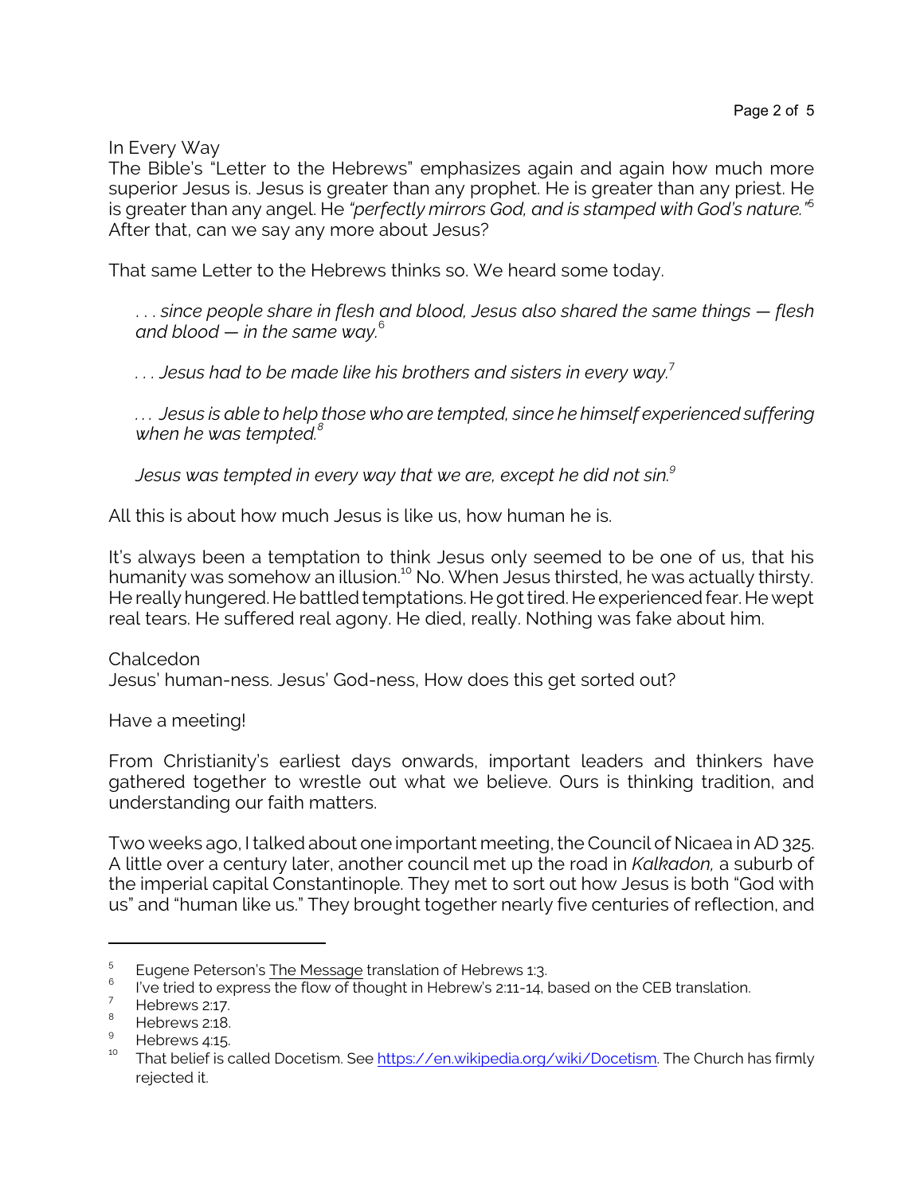## In Every Way

The Bible's "Letter to the Hebrews" emphasizes again and again how much more superior Jesus is. Jesus is greater than any prophet. He is greater than any priest. He is greater than any angel. He *"perfectly mirrors God, and is stamped with God's nature."*[5] After that, can we say any more about Jesus?

That same Letter to the Hebrews thinks so. We heard some today.

> . . . *since people share in flesh and blood, Jesus also shared the same things — flesh and blood — in the same way.*[6]
>
> . . . *Jesus had to be made like his brothers and sisters in every way.*[7]
>
> . . . *Jesus is able to help those who are tempted, since he himself experienced suffering when he was tempted.*[8]
>
> *Jesus was tempted in every way that we are, except he did not sin.*[9]

All this is about how much Jesus is like us, how human he is.

It's always been a temptation to think Jesus only seemed to be one of us, that his humanity was somehow an illusion.[10] No. When Jesus thirsted, he was actually thirsty. He really hungered. He battled temptations. He got tired. He experienced fear. He wept real tears. He suffered real agony. He died, really. Nothing was fake about him.

## Chalcedon

Jesus' human-ness. Jesus' God-ness, How does this get sorted out?

Have a meeting!

From Christianity's earliest days onwards, important leaders and thinkers have gathered together to wrestle out what we believe. Ours is thinking tradition, and understanding our faith matters.

Two weeks ago, I talked about one important meeting, the Council of Nicaea in AD 325. A little over a century later, another council met up the road in *Kalkadon,* a suburb of the imperial capital Constantinople. They met to sort out how Jesus is both "God with us" and "human like us." They brought together nearly five centuries of reflection, and

---

[5] Eugene Peterson's The Message translation of Hebrews 1:3.

[6] I've tried to express the flow of thought in Hebrew's 2:11-14, based on the CEB translation.

[7] Hebrews 2:17.

[8] Hebrews 2:18.

[9] Hebrews 4:15.

[10] That belief is called Docetism. See https://en.wikipedia.org/wiki/Docetism. The Church has firmly rejected it.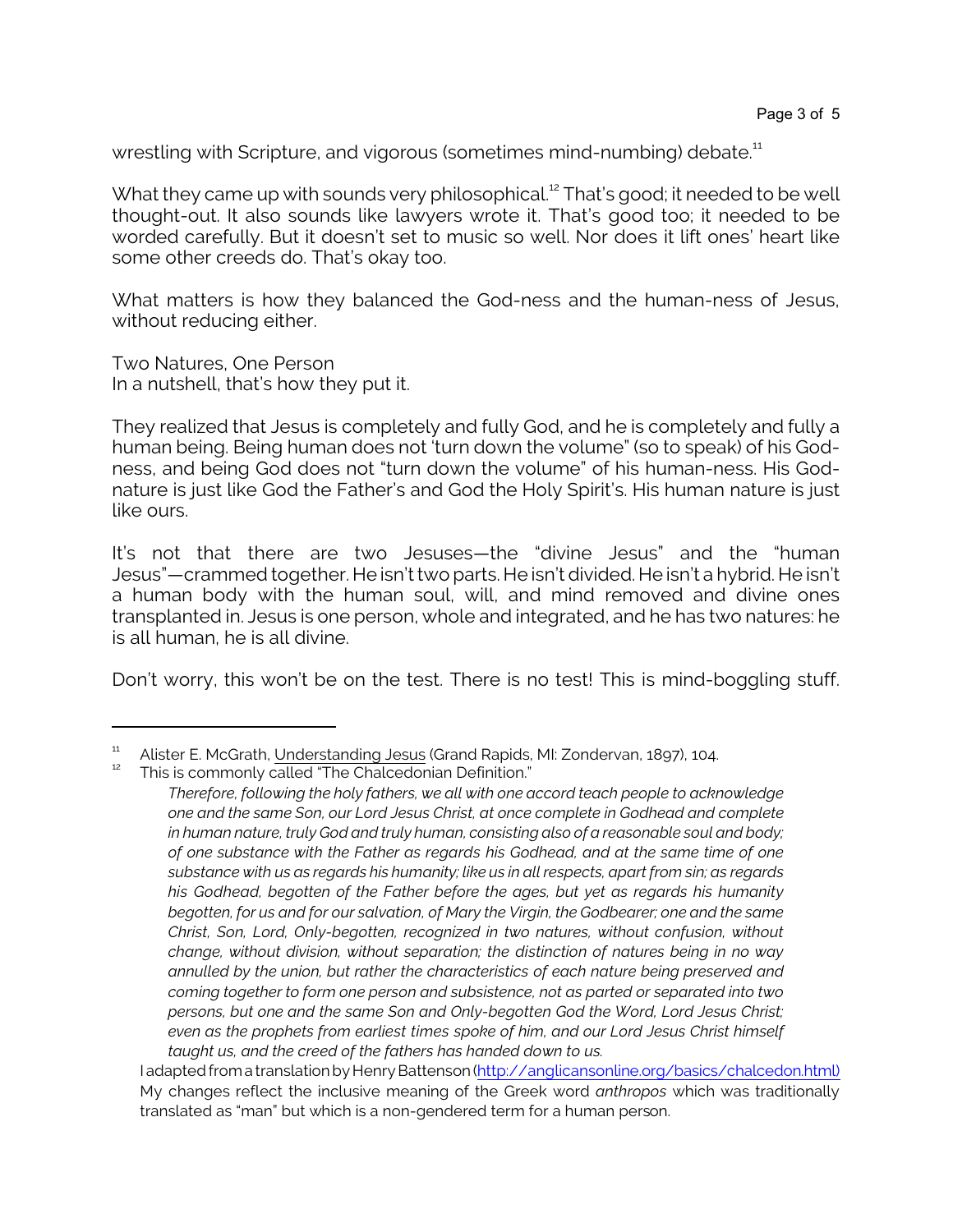wrestling with Scripture, and vigorous (sometimes mind-numbing) debate.[11]

What they came up with sounds very philosophical.[12] That's good; it needed to be well thought-out. It also sounds like lawyers wrote it. That's good too; it needed to be worded carefully. But it doesn't set to music so well. Nor does it lift ones' heart like some other creeds do. That's okay too.

What matters is how they balanced the God-ness and the human-ness of Jesus, without reducing either.

Two Natures, One Person
In a nutshell, that's how they put it.

They realized that Jesus is completely and fully God, and he is completely and fully a human being. Being human does not 'turn down the volume" (so to speak) of his God-ness, and being God does not "turn down the volume" of his human-ness. His God-nature is just like God the Father's and God the Holy Spirit's. His human nature is just like ours.

It's not that there are two Jesuses—the "divine Jesus" and the "human Jesus"—crammed together. He isn't two parts. He isn't divided. He isn't a hybrid. He isn't a human body with the human soul, will, and mind removed and divine ones transplanted in. Jesus is one person, whole and integrated, and he has two natures: he is all human, he is all divine.

Don't worry, this won't be on the test. There is no test! This is mind-boggling stuff.

---

[11] Alister E. McGrath, Understanding Jesus (Grand Rapids, MI: Zondervan, 1897), 104.

[12] This is commonly called "The Chalcedonian Definition."

> *Therefore, following the holy fathers, we all with one accord teach people to acknowledge one and the same Son, our Lord Jesus Christ, at once complete in Godhead and complete in human nature, truly God and truly human, consisting also of a reasonable soul and body; of one substance with the Father as regards his Godhead, and at the same time of one substance with us as regards his humanity; like us in all respects, apart from sin; as regards his Godhead, begotten of the Father before the ages, but yet as regards his humanity begotten, for us and for our salvation, of Mary the Virgin, the Godbearer; one and the same Christ, Son, Lord, Only-begotten, recognized in two natures, without confusion, without change, without division, without separation; the distinction of natures being in no way annulled by the union, but rather the characteristics of each nature being preserved and coming together to form one person and subsistence, not as parted or separated into two persons, but one and the same Son and Only-begotten God the Word, Lord Jesus Christ; even as the prophets from earliest times spoke of him, and our Lord Jesus Christ himself taught us, and the creed of the fathers has handed down to us.*

I adapted from a translation by Henry Battenson (http://anglicansonline.org/basics/chalcedon.html) My changes reflect the inclusive meaning of the Greek word *anthropos* which was traditionally translated as "man" but which is a non-gendered term for a human person.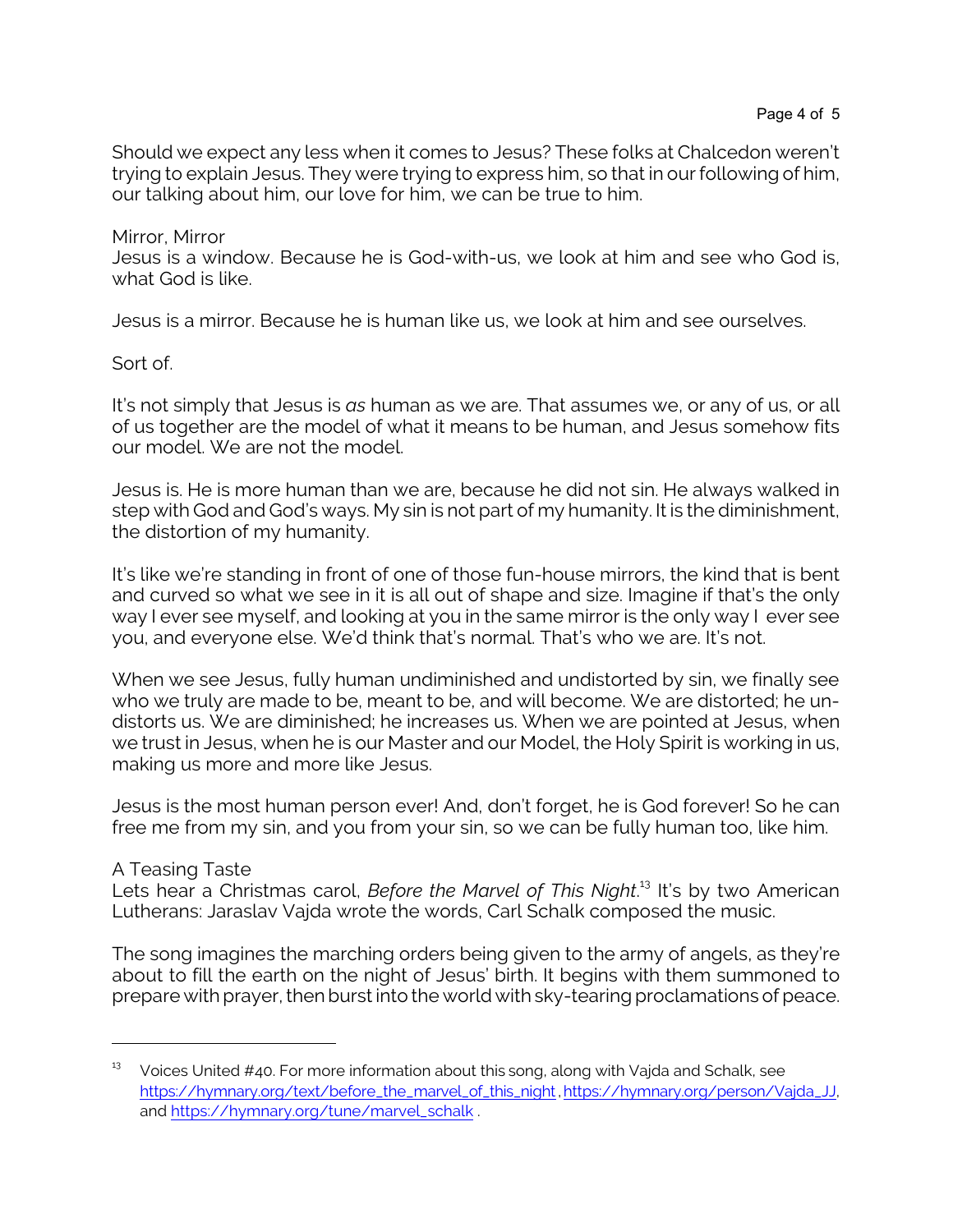Should we expect any less when it comes to Jesus? These folks at Chalcedon weren't trying to explain Jesus. They were trying to express him, so that in our following of him, our talking about him, our love for him, we can be true to him.

## Mirror, Mirror

Jesus is a window. Because he is God-with-us, we look at him and see who God is, what God is like.

Jesus is a mirror. Because he is human like us, we look at him and see ourselves.

Sort of.

It's not simply that Jesus is *as* human as we are. That assumes we, or any of us, or all of us together are the model of what it means to be human, and Jesus somehow fits our model. We are not the model.

Jesus is. He is more human than we are, because he did not sin. He always walked in step with God and God's ways. My sin is not part of my humanity. It is the diminishment, the distortion of my humanity.

It's like we're standing in front of one of those fun-house mirrors, the kind that is bent and curved so what we see in it is all out of shape and size. Imagine if that's the only way I ever see myself, and looking at you in the same mirror is the only way I ever see you, and everyone else. We'd think that's normal. That's who we are. It's not.

When we see Jesus, fully human undiminished and undistorted by sin, we finally see who we truly are made to be, meant to be, and will become. We are distorted; he un-distorts us. We are diminished; he increases us. When we are pointed at Jesus, when we trust in Jesus, when he is our Master and our Model, the Holy Spirit is working in us, making us more and more like Jesus.

Jesus is the most human person ever! And, don't forget, he is God forever! So he can free me from my sin, and you from your sin, so we can be fully human too, like him.

## A Teasing Taste

Lets hear a Christmas carol, *Before the Marvel of This Night*.[13] It's by two American Lutherans: Jaraslav Vajda wrote the words, Carl Schalk composed the music.

The song imagines the marching orders being given to the army of angels, as they're about to fill the earth on the night of Jesus' birth. It begins with them summoned to prepare with prayer, then burst into the world with sky-tearing proclamations of peace.

---

[13] Voices United #40. For more information about this song, along with Vajda and Schalk, see https://hymnary.org/text/before_the_marvel_of_this_night, https://hymnary.org/person/Vajda_JJ, and https://hymnary.org/tune/marvel_schalk .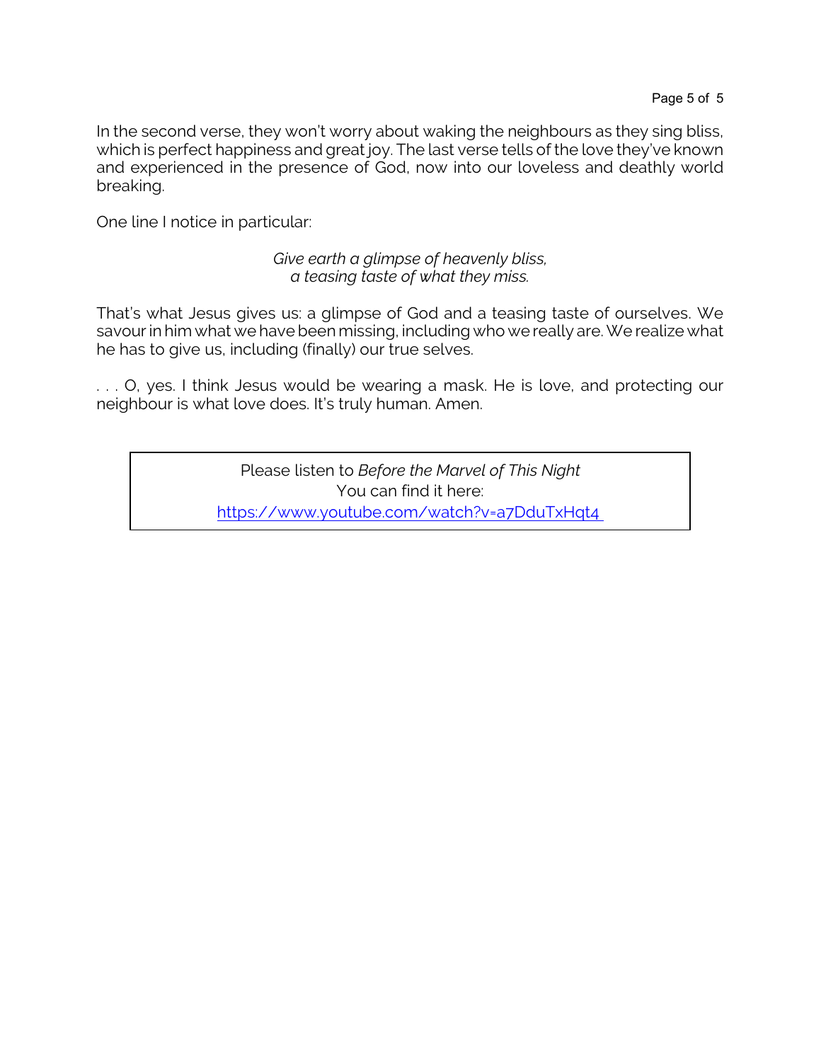In the second verse, they won't worry about waking the neighbours as they sing bliss, which is perfect happiness and great joy. The last verse tells of the love they've known and experienced in the presence of God, now into our loveless and deathly world breaking.

One line I notice in particular:

*Give earth a glimpse of heavenly bliss,*
*a teasing taste of what they miss.*

That's what Jesus gives us: a glimpse of God and a teasing taste of ourselves. We savour in him what we have been missing, including who we really are. We realize what he has to give us, including (finally) our true selves.

. . . O, yes. I think Jesus would be wearing a mask. He is love, and protecting our neighbour is what love does. It's truly human. Amen.

> Please listen to *Before the Marvel of This Night*
> You can find it here:
> https://www.youtube.com/watch?v=a7DduTxHqt4